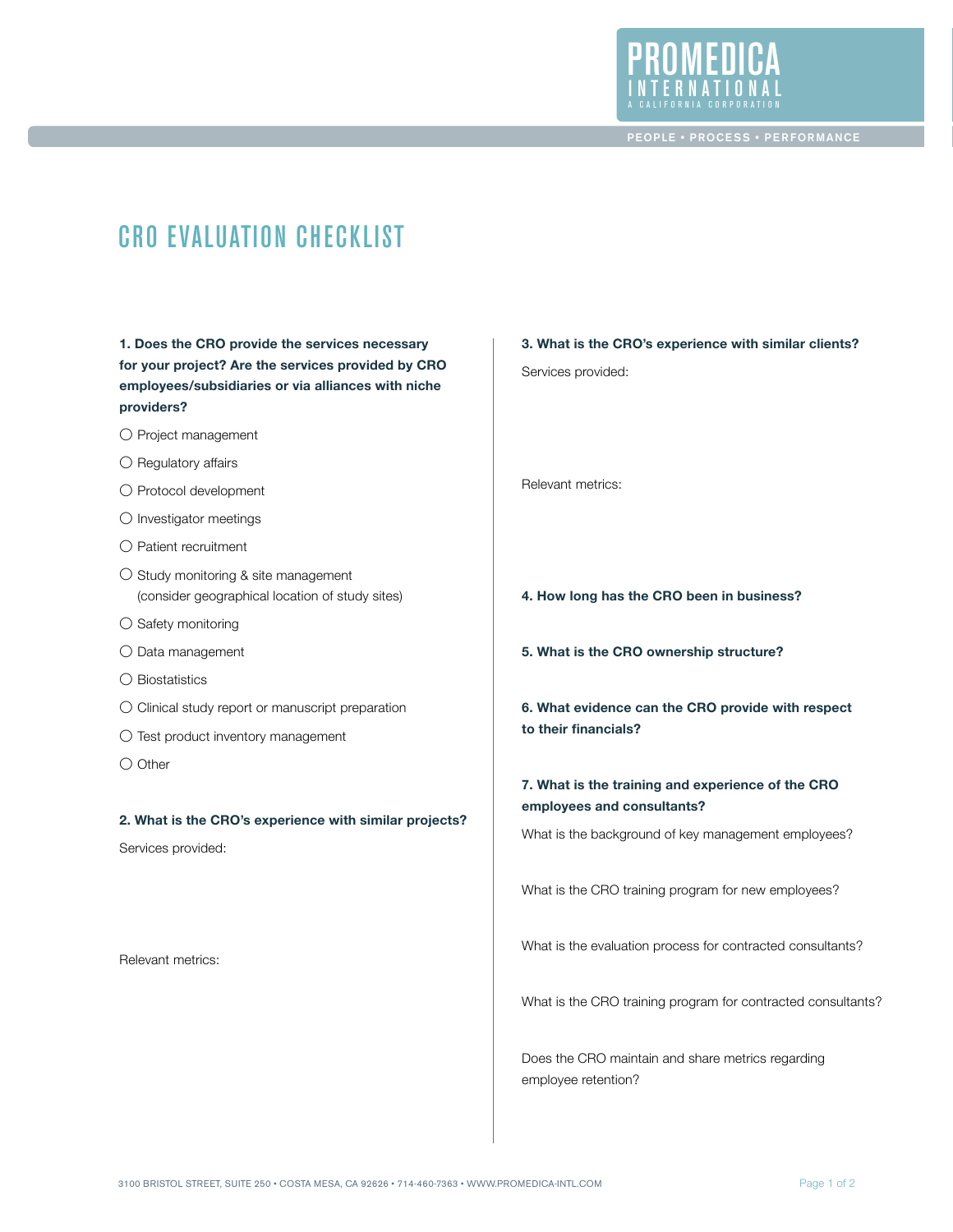# CRO EVALUATION CHECKLIST

**1. Does the CRO provide the services necessary for your project? Are the services provided by CRO employees/subsidiaries or via alliances with niche providers?**

- ○ Project management
- ○ Regulatory affairs
- ○ Protocol development
- ○ Investigator meetings
- ○ Patient recruitment
- ○ Study monitoring & site management (consider geographical location of study sites)
- ○ Safety monitoring
- ○ Data management
- ○ Biostatistics
- ○ Clinical study report or manuscript preparation
- ○ Test product inventory management
- ○ Other

**2. What is the CRO's experience with similar projects?**

Services provided:

Relevant metrics:

**3. What is the CRO's experience with similar clients?**

Services provided:

Relevant metrics:

**4. How long has the CRO been in business?**

**5. What is the CRO ownership structure?**

**6. What evidence can the CRO provide with respect to their financials?**

**7. What is the training and experience of the CRO employees and consultants?**

What is the background of key management employees?

What is the CRO training program for new employees?

What is the evaluation process for contracted consultants?

What is the CRO training program for contracted consultants?

Does the CRO maintain and share metrics regarding employee retention?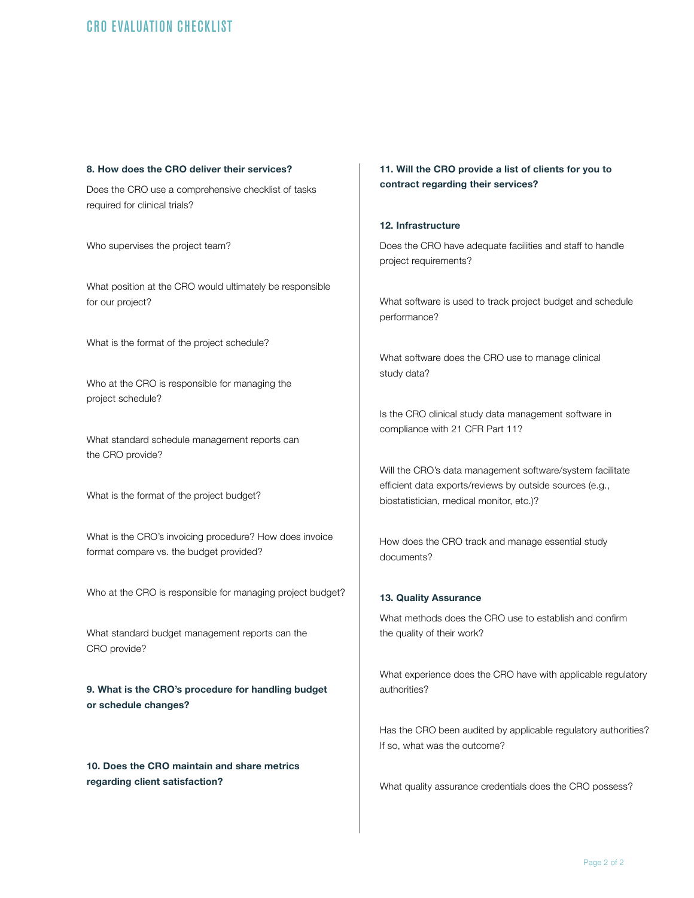# CRO EVALUATION CHECKLIST

**8. How does the CRO deliver their services?**

Does the CRO use a comprehensive checklist of tasks required for clinical trials?

Who supervises the project team?

What position at the CRO would ultimately be responsible for our project?

What is the format of the project schedule?

Who at the CRO is responsible for managing the project schedule?

What standard schedule management reports can the CRO provide?

What is the format of the project budget?

What is the CRO's invoicing procedure? How does invoice format compare vs. the budget provided?

Who at the CRO is responsible for managing project budget?

What standard budget management reports can the CRO provide?

**9. What is the CRO's procedure for handling budget or schedule changes?**

**10. Does the CRO maintain and share metrics regarding client satisfaction?**

**11. Will the CRO provide a list of clients for you to contract regarding their services?**

**12. Infrastructure**

Does the CRO have adequate facilities and staff to handle project requirements?

What software is used to track project budget and schedule performance?

What software does the CRO use to manage clinical study data?

Is the CRO clinical study data management software in compliance with 21 CFR Part 11?

Will the CRO's data management software/system facilitate efficient data exports/reviews by outside sources (e.g., biostatistician, medical monitor, etc.)?

How does the CRO track and manage essential study documents?

**13. Quality Assurance**

What methods does the CRO use to establish and confirm the quality of their work?

What experience does the CRO have with applicable regulatory authorities?

Has the CRO been audited by applicable regulatory authorities? If so, what was the outcome?

What quality assurance credentials does the CRO possess?